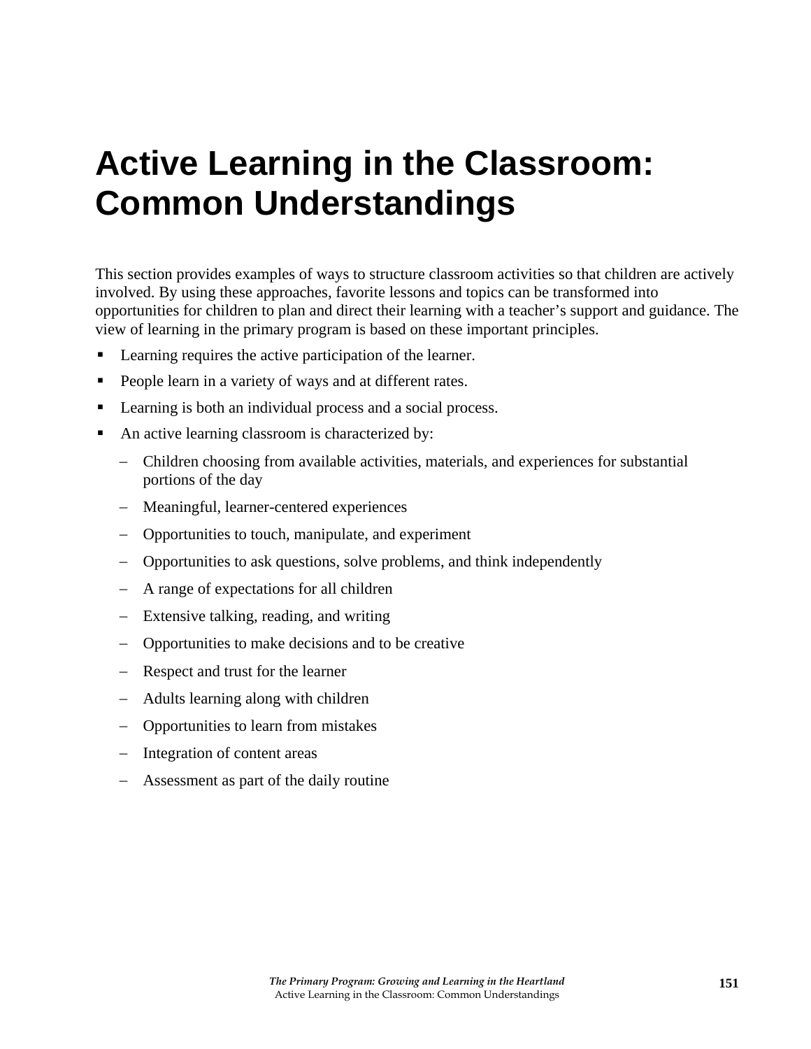# Active Learning in the Classroom: Common Understandings

This section provides examples of ways to structure classroom activities so that children are actively involved. By using these approaches, favorite lessons and topics can be transformed into opportunities for children to plan and direct their learning with a teacher's support and guidance. The view of learning in the primary program is based on these important principles.

- Learning requires the active participation of the learner.
- People learn in a variety of ways and at different rates.
- Learning is both an individual process and a social process.
- An active learning classroom is characterized by:
  - Children choosing from available activities, materials, and experiences for substantial portions of the day
  - Meaningful, learner-centered experiences
  - Opportunities to touch, manipulate, and experiment
  - Opportunities to ask questions, solve problems, and think independently
  - A range of expectations for all children
  - Extensive talking, reading, and writing
  - Opportunities to make decisions and to be creative
  - Respect and trust for the learner
  - Adults learning along with children
  - Opportunities to learn from mistakes
  - Integration of content areas
  - Assessment as part of the daily routine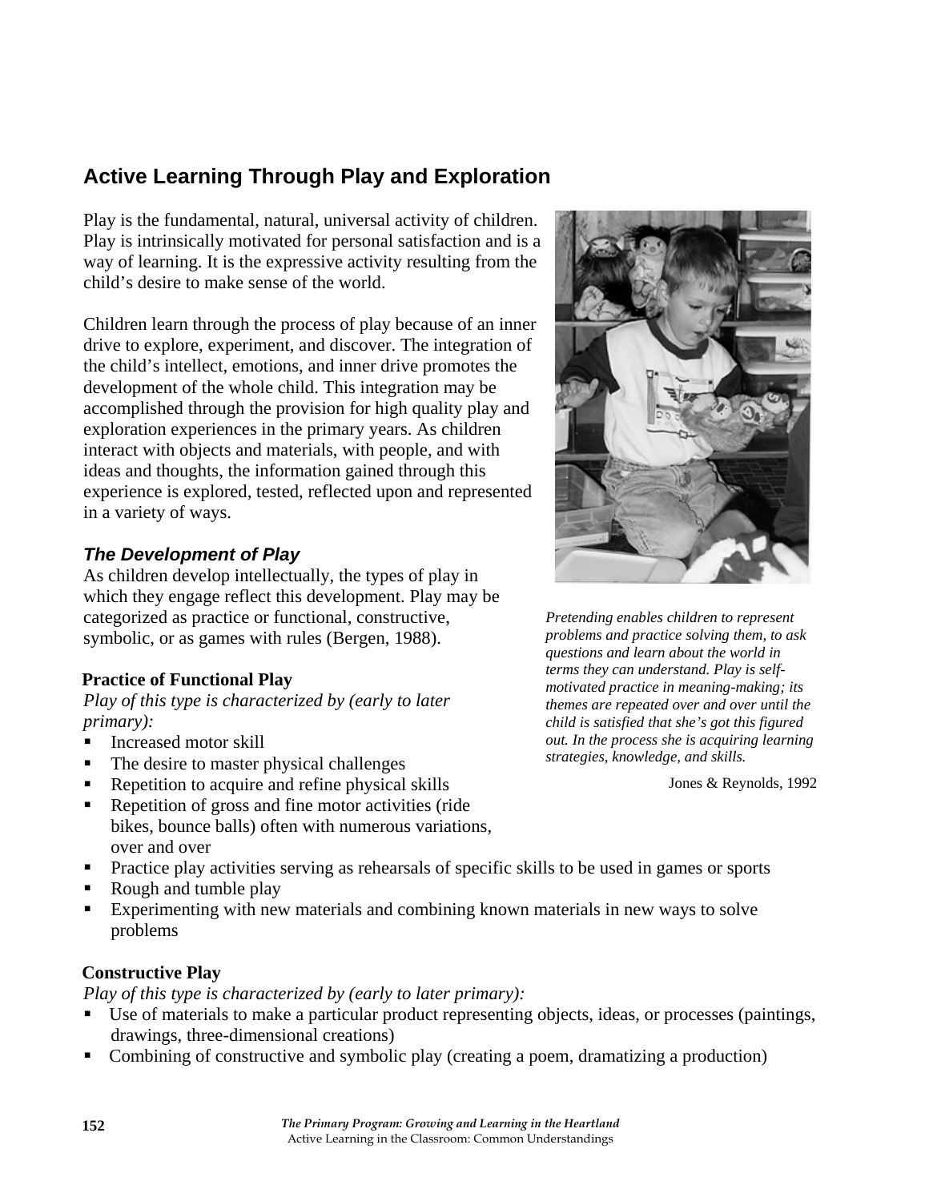## Active Learning Through Play and Exploration

Play is the fundamental, natural, universal activity of children. Play is intrinsically motivated for personal satisfaction and is a way of learning. It is the expressive activity resulting from the child's desire to make sense of the world.

Children learn through the process of play because of an inner drive to explore, experiment, and discover. The integration of the child's intellect, emotions, and inner drive promotes the development of the whole child. This integration may be accomplished through the provision for high quality play and exploration experiences in the primary years. As children interact with objects and materials, with people, and with ideas and thoughts, the information gained through this experience is explored, tested, reflected upon and represented in a variety of ways.

> *Pretending enables children to represent problems and practice solving them, to ask questions and learn about the world in terms they can understand. Play is self-motivated practice in meaning-making; its themes are repeated over and over until the child is satisfied that she's got this figured out. In the process she is acquiring learning strategies, knowledge, and skills.*
>
> Jones & Reynolds, 1992

### *The Development of Play*

As children develop intellectually, the types of play in which they engage reflect this development. Play may be categorized as practice or functional, constructive, symbolic, or as games with rules (Bergen, 1988).

**Practice of Functional Play**

*Play of this type is characterized by (early to later primary):*

- Increased motor skill
- The desire to master physical challenges
- Repetition to acquire and refine physical skills
- Repetition of gross and fine motor activities (ride bikes, bounce balls) often with numerous variations, over and over
- Practice play activities serving as rehearsals of specific skills to be used in games or sports
- Rough and tumble play
- Experimenting with new materials and combining known materials in new ways to solve problems

**Constructive Play**

*Play of this type is characterized by (early to later primary):*

- Use of materials to make a particular product representing objects, ideas, or processes (paintings, drawings, three-dimensional creations)
- Combining of constructive and symbolic play (creating a poem, dramatizing a production)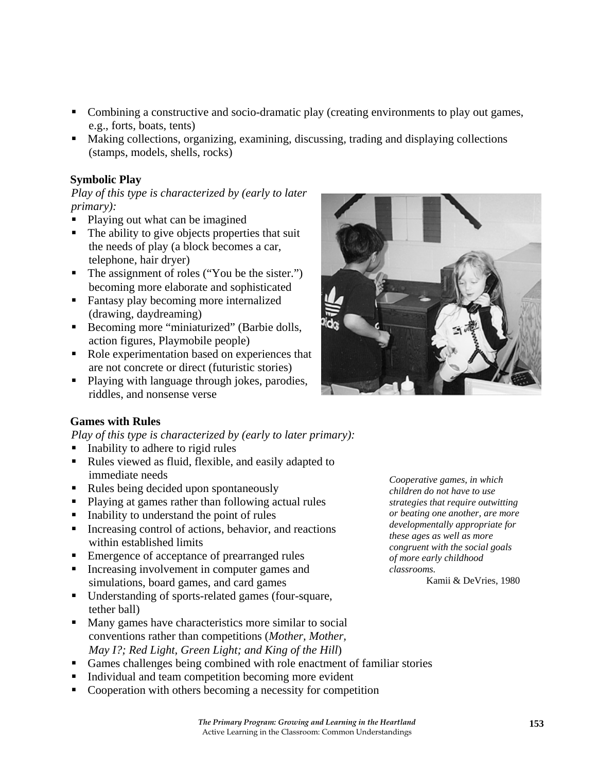- Combining a constructive and socio-dramatic play (creating environments to play out games, e.g., forts, boats, tents)
- Making collections, organizing, examining, discussing, trading and displaying collections (stamps, models, shells, rocks)

**Symbolic Play**

*Play of this type is characterized by (early to later primary):*

- Playing out what can be imagined
- The ability to give objects properties that suit the needs of play (a block becomes a car, telephone, hair dryer)
- The assignment of roles ("You be the sister.") becoming more elaborate and sophisticated
- Fantasy play becoming more internalized (drawing, daydreaming)
- Becoming more "miniaturized" (Barbie dolls, action figures, Playmobile people)
- Role experimentation based on experiences that are not concrete or direct (futuristic stories)
- Playing with language through jokes, parodies, riddles, and nonsense verse

**Games with Rules**

*Play of this type is characterized by (early to later primary):*

- Inability to adhere to rigid rules
- Rules viewed as fluid, flexible, and easily adapted to immediate needs
- Rules being decided upon spontaneously
- Playing at games rather than following actual rules
- Inability to understand the point of rules
- Increasing control of actions, behavior, and reactions within established limits
- Emergence of acceptance of prearranged rules
- Increasing involvement in computer games and simulations, board games, and card games
- Understanding of sports-related games (four-square, tether ball)
- Many games have characteristics more similar to social conventions rather than competitions (*Mother, Mother, May I?; Red Light, Green Light; and King of the Hill*)
- Games challenges being combined with role enactment of familiar stories
- Individual and team competition becoming more evident
- Cooperation with others becoming a necessity for competition

*Cooperative games, in which children do not have to use strategies that require outwitting or beating one another, are more developmentally appropriate for these ages as well as more congruent with the social goals of more early childhood classrooms.*

Kamii & DeVries, 1980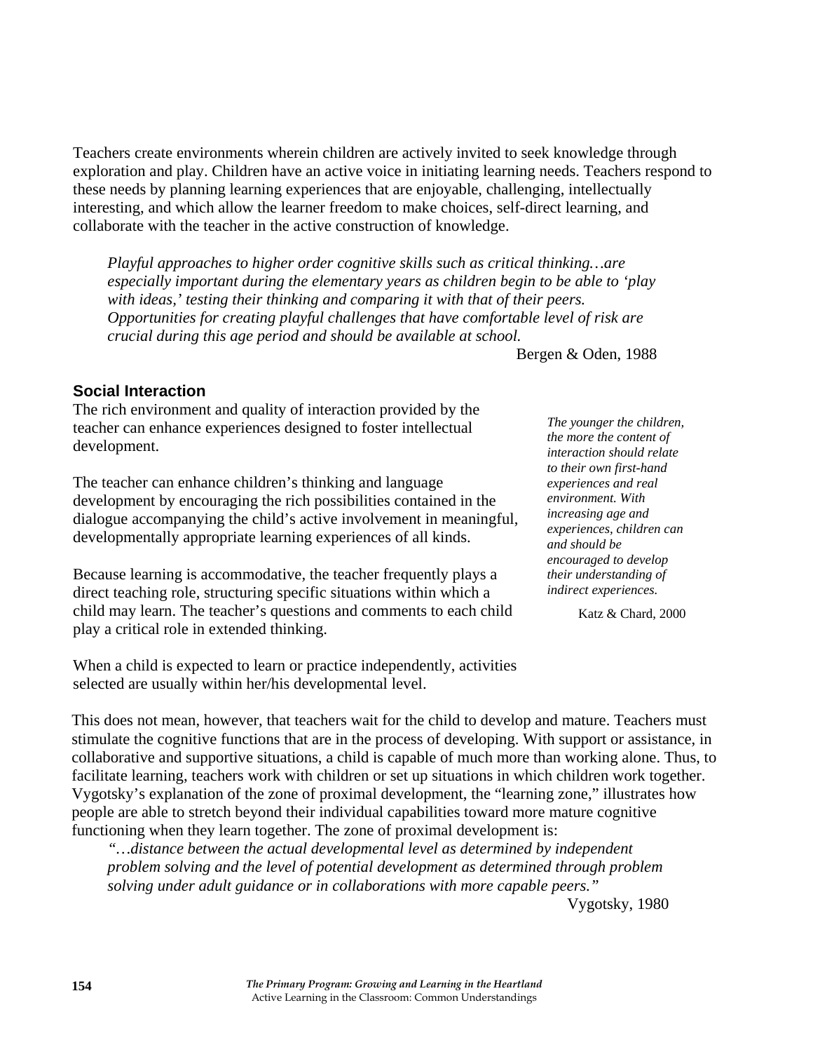Teachers create environments wherein children are actively invited to seek knowledge through exploration and play. Children have an active voice in initiating learning needs. Teachers respond to these needs by planning learning experiences that are enjoyable, challenging, intellectually interesting, and which allow the learner freedom to make choices, self-direct learning, and collaborate with the teacher in the active construction of knowledge.

> *Playful approaches to higher order cognitive skills such as critical thinking…are especially important during the elementary years as children begin to be able to 'play with ideas,' testing their thinking and comparing it with that of their peers. Opportunities for creating playful challenges that have comfortable level of risk are crucial during this age period and should be available at school.*
>
> Bergen & Oden, 1988

### Social Interaction

The rich environment and quality of interaction provided by the teacher can enhance experiences designed to foster intellectual development.

The teacher can enhance children's thinking and language development by encouraging the rich possibilities contained in the dialogue accompanying the child's active involvement in meaningful, developmentally appropriate learning experiences of all kinds.

Because learning is accommodative, the teacher frequently plays a direct teaching role, structuring specific situations within which a child may learn. The teacher's questions and comments to each child play a critical role in extended thinking.

> *The younger the children, the more the content of interaction should relate to their own first-hand experiences and real environment. With increasing age and experiences, children can and should be encouraged to develop their understanding of indirect experiences.*
>
> Katz & Chard, 2000

When a child is expected to learn or practice independently, activities selected are usually within her/his developmental level.

This does not mean, however, that teachers wait for the child to develop and mature. Teachers must stimulate the cognitive functions that are in the process of developing. With support or assistance, in collaborative and supportive situations, a child is capable of much more than working alone. Thus, to facilitate learning, teachers work with children or set up situations in which children work together. Vygotsky's explanation of the zone of proximal development, the "learning zone," illustrates how people are able to stretch beyond their individual capabilities toward more mature cognitive functioning when they learn together. The zone of proximal development is:

> *"…distance between the actual developmental level as determined by independent problem solving and the level of potential development as determined through problem solving under adult guidance or in collaborations with more capable peers."*
>
> Vygotsky, 1980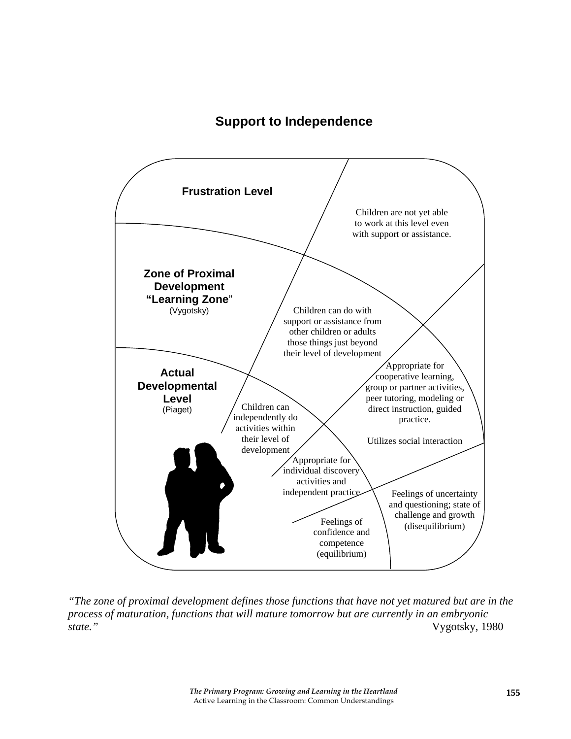## Support to Independence

**Frustration Level**

Children are not yet able to work at this level even with support or assistance.

**Zone of Proximal Development "Learning Zone"**
(Vygotsky)

Children can do with support or assistance from other children or adults those things just beyond their level of development

Appropriate for cooperative learning, group or partner activities, peer tutoring, modeling or direct instruction, guided practice.

Utilizes social interaction

**Actual Developmental Level**
(Piaget)

Children can independently do activities within their level of development

Appropriate for individual discovery activities and independent practice

Feelings of confidence and competence (equilibrium)

Feelings of uncertainty and questioning; state of challenge and growth (disequilibrium)

*"The zone of proximal development defines those functions that have not yet matured but are in the process of maturation, functions that will mature tomorrow but are currently in an embryonic state."* Vygotsky, 1980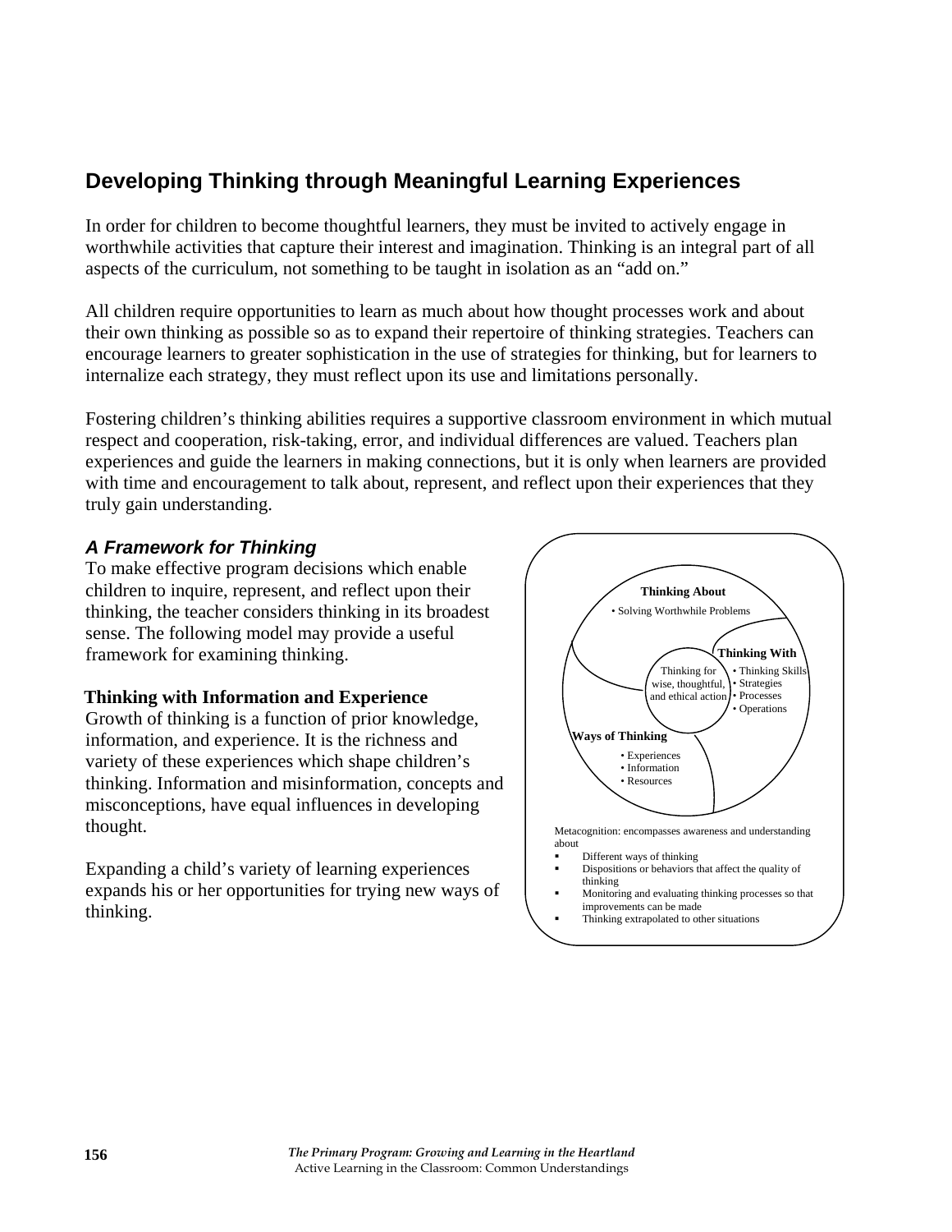## Developing Thinking through Meaningful Learning Experiences

In order for children to become thoughtful learners, they must be invited to actively engage in worthwhile activities that capture their interest and imagination. Thinking is an integral part of all aspects of the curriculum, not something to be taught in isolation as an "add on."

All children require opportunities to learn as much about how thought processes work and about their own thinking as possible so as to expand their repertoire of thinking strategies. Teachers can encourage learners to greater sophistication in the use of strategies for thinking, but for learners to internalize each strategy, they must reflect upon its use and limitations personally.

Fostering children's thinking abilities requires a supportive classroom environment in which mutual respect and cooperation, risk-taking, error, and individual differences are valued. Teachers plan experiences and guide the learners in making connections, but it is only when learners are provided with time and encouragement to talk about, represent, and reflect upon their experiences that they truly gain understanding.

### *A Framework for Thinking*

To make effective program decisions which enable children to inquire, represent, and reflect upon their thinking, the teacher considers thinking in its broadest sense. The following model may provide a useful framework for examining thinking.

**Thinking About**
- Solving Worthwhile Problems

**Thinking With**
- Thinking Skills
- Strategies
- Processes
- Operations

**Ways of Thinking**
- Experiences
- Information
- Resources

Thinking for wise, thoughtful, and ethical action

Metacognition: encompasses awareness and understanding about
- Different ways of thinking
- Dispositions or behaviors that affect the quality of thinking
- Monitoring and evaluating thinking processes so that improvements can be made
- Thinking extrapolated to other situations

**Thinking with Information and Experience**

Growth of thinking is a function of prior knowledge, information, and experience. It is the richness and variety of these experiences which shape children's thinking. Information and misinformation, concepts and misconceptions, have equal influences in developing thought.

Expanding a child's variety of learning experiences expands his or her opportunities for trying new ways of thinking.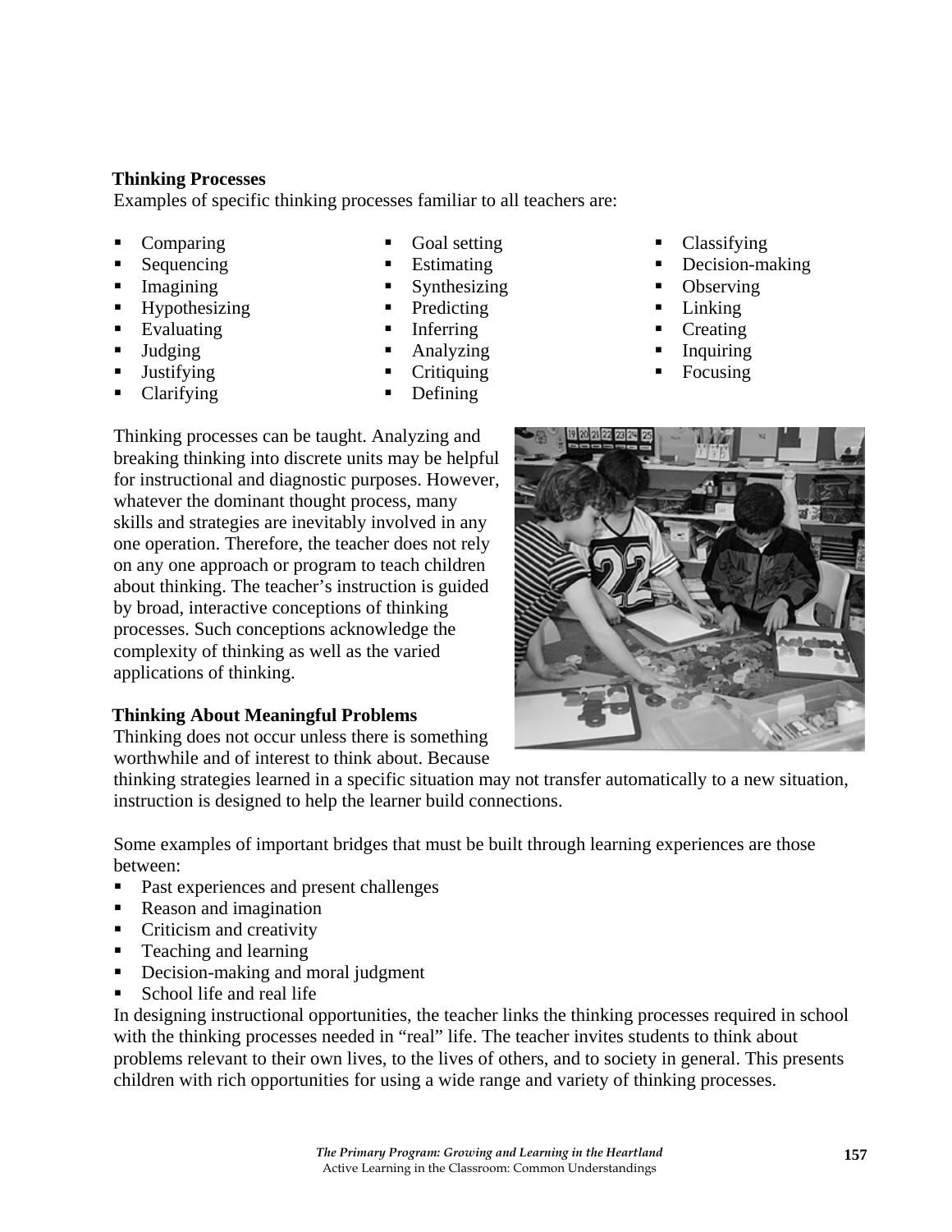### Thinking Processes

Examples of specific thinking processes familiar to all teachers are:

- Comparing
- Sequencing
- Imagining
- Hypothesizing
- Evaluating
- Judging
- Justifying
- Clarifying
- Goal setting
- Estimating
- Synthesizing
- Predicting
- Inferring
- Analyzing
- Critiquing
- Defining
- Classifying
- Decision-making
- Observing
- Linking
- Creating
- Inquiring
- Focusing

Thinking processes can be taught. Analyzing and breaking thinking into discrete units may be helpful for instructional and diagnostic purposes. However, whatever the dominant thought process, many skills and strategies are inevitably involved in any one operation. Therefore, the teacher does not rely on any one approach or program to teach children about thinking. The teacher's instruction is guided by broad, interactive conceptions of thinking processes. Such conceptions acknowledge the complexity of thinking as well as the varied applications of thinking.

### Thinking About Meaningful Problems

Thinking does not occur unless there is something worthwhile and of interest to think about. Because thinking strategies learned in a specific situation may not transfer automatically to a new situation, instruction is designed to help the learner build connections.

Some examples of important bridges that must be built through learning experiences are those between:

- Past experiences and present challenges
- Reason and imagination
- Criticism and creativity
- Teaching and learning
- Decision-making and moral judgment
- School life and real life

In designing instructional opportunities, the teacher links the thinking processes required in school with the thinking processes needed in "real" life. The teacher invites students to think about problems relevant to their own lives, to the lives of others, and to society in general. This presents children with rich opportunities for using a wide range and variety of thinking processes.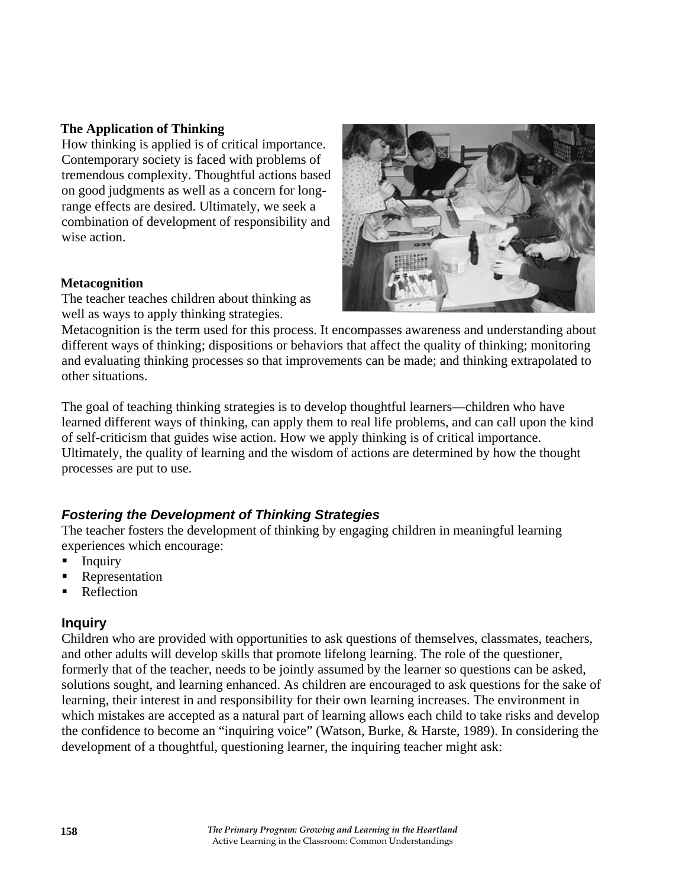### The Application of Thinking

How thinking is applied is of critical importance. Contemporary society is faced with problems of tremendous complexity. Thoughtful actions based on good judgments as well as a concern for long-range effects are desired. Ultimately, we seek a combination of development of responsibility and wise action.

### Metacognition

The teacher teaches children about thinking as well as ways to apply thinking strategies. Metacognition is the term used for this process. It encompasses awareness and understanding about different ways of thinking; dispositions or behaviors that affect the quality of thinking; monitoring and evaluating thinking processes so that improvements can be made; and thinking extrapolated to other situations.

The goal of teaching thinking strategies is to develop thoughtful learners—children who have learned different ways of thinking, can apply them to real life problems, and can call upon the kind of self-criticism that guides wise action. How we apply thinking is of critical importance. Ultimately, the quality of learning and the wisdom of actions are determined by how the thought processes are put to use.

## *Fostering the Development of Thinking Strategies*

The teacher fosters the development of thinking by engaging children in meaningful learning experiences which encourage:

- Inquiry
- Representation
- Reflection

## Inquiry

Children who are provided with opportunities to ask questions of themselves, classmates, teachers, and other adults will develop skills that promote lifelong learning. The role of the questioner, formerly that of the teacher, needs to be jointly assumed by the learner so questions can be asked, solutions sought, and learning enhanced. As children are encouraged to ask questions for the sake of learning, their interest in and responsibility for their own learning increases. The environment in which mistakes are accepted as a natural part of learning allows each child to take risks and develop the confidence to become an "inquiring voice" (Watson, Burke, & Harste, 1989). In considering the development of a thoughtful, questioning learner, the inquiring teacher might ask: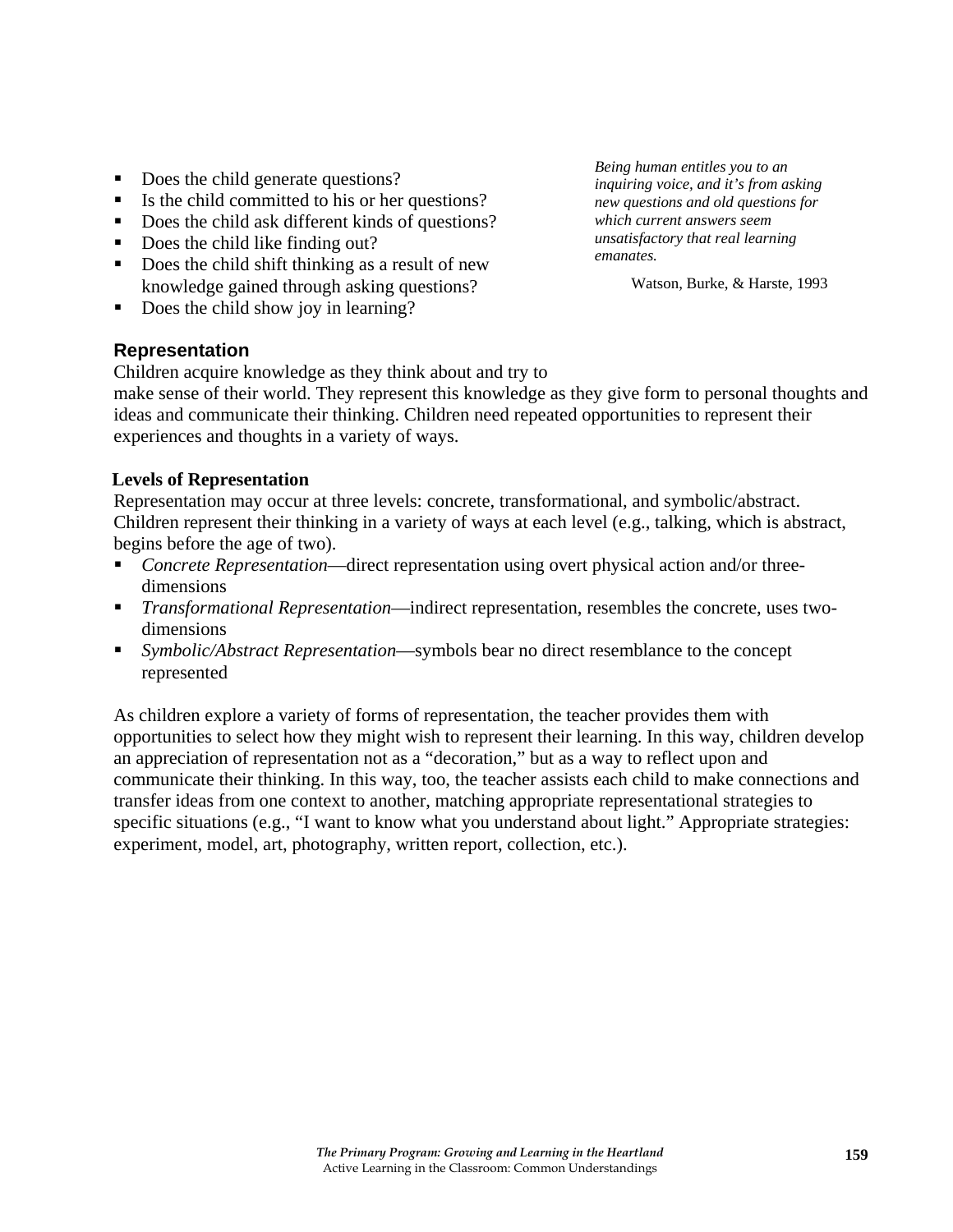- Does the child generate questions?
- Is the child committed to his or her questions?
- Does the child ask different kinds of questions?
- Does the child like finding out?
- Does the child shift thinking as a result of new knowledge gained through asking questions?
- Does the child show joy in learning?

*Being human entitles you to an inquiring voice, and it's from asking new questions and old questions for which current answers seem unsatisfactory that real learning emanates.*

Watson, Burke, & Harste, 1993

## Representation

Children acquire knowledge as they think about and try to make sense of their world. They represent this knowledge as they give form to personal thoughts and ideas and communicate their thinking. Children need repeated opportunities to represent their experiences and thoughts in a variety of ways.

### Levels of Representation

Representation may occur at three levels: concrete, transformational, and symbolic/abstract. Children represent their thinking in a variety of ways at each level (e.g., talking, which is abstract, begins before the age of two).

- *Concrete Representation*—direct representation using overt physical action and/or three-dimensions
- *Transformational Representation*—indirect representation, resembles the concrete, uses two-dimensions
- *Symbolic/Abstract Representation*—symbols bear no direct resemblance to the concept represented

As children explore a variety of forms of representation, the teacher provides them with opportunities to select how they might wish to represent their learning. In this way, children develop an appreciation of representation not as a "decoration," but as a way to reflect upon and communicate their thinking. In this way, too, the teacher assists each child to make connections and transfer ideas from one context to another, matching appropriate representational strategies to specific situations (e.g., "I want to know what you understand about light." Appropriate strategies: experiment, model, art, photography, written report, collection, etc.).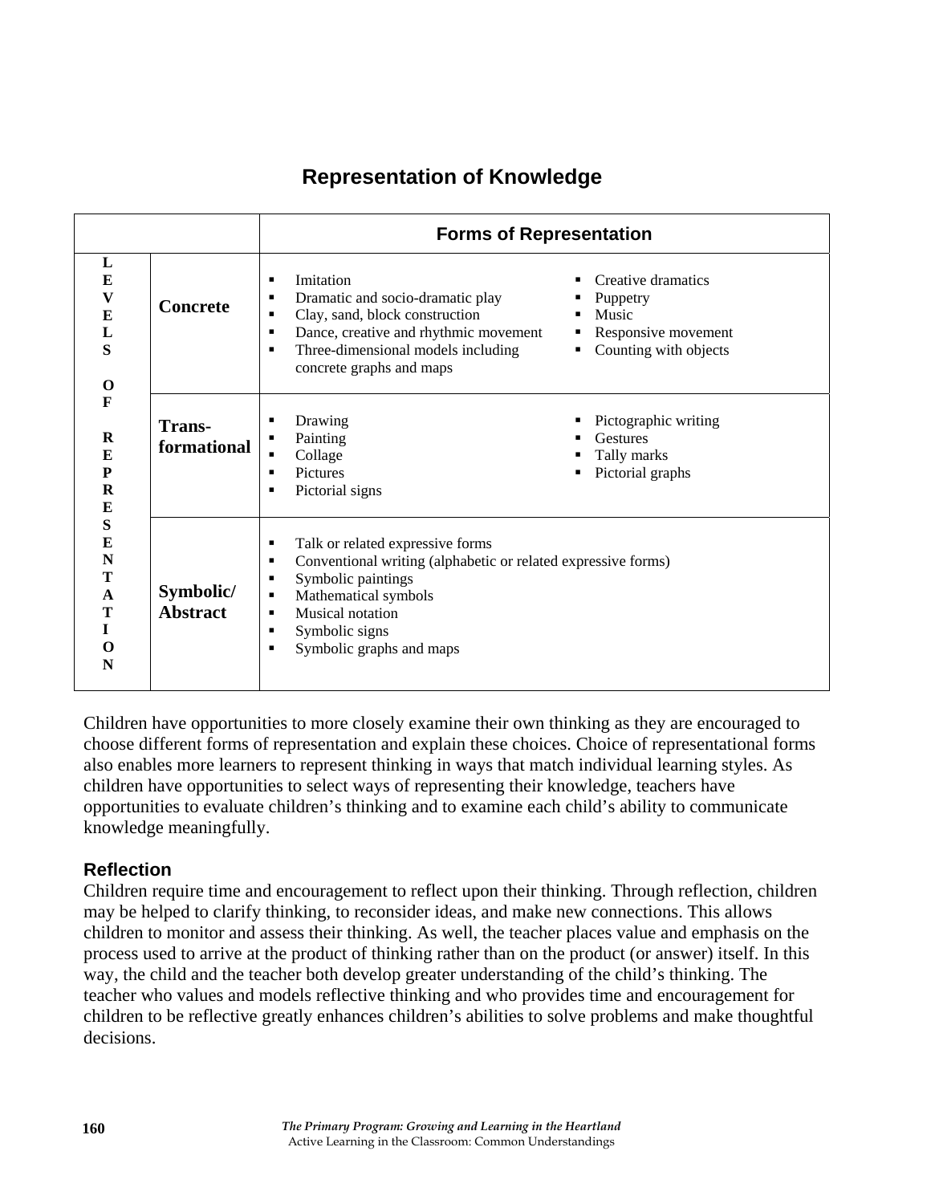## Representation of Knowledge

| LEVELS OF REPRESENTATION | | Forms of Representation |
|---|---|---|
| | **Concrete** | ▪ Imitation<br>▪ Dramatic and socio-dramatic play<br>▪ Clay, sand, block construction<br>▪ Dance, creative and rhythmic movement<br>▪ Three-dimensional models including concrete graphs and maps<br>▪ Creative dramatics<br>▪ Puppetry<br>▪ Music<br>▪ Responsive movement<br>▪ Counting with objects |
| | **Trans-formational** | ▪ Drawing<br>▪ Painting<br>▪ Collage<br>▪ Pictures<br>▪ Pictorial signs<br>▪ Pictographic writing<br>▪ Gestures<br>▪ Tally marks<br>▪ Pictorial graphs |
| | **Symbolic/ Abstract** | ▪ Talk or related expressive forms<br>▪ Conventional writing (alphabetic or related expressive forms)<br>▪ Symbolic paintings<br>▪ Mathematical symbols<br>▪ Musical notation<br>▪ Symbolic signs<br>▪ Symbolic graphs and maps |

Children have opportunities to more closely examine their own thinking as they are encouraged to choose different forms of representation and explain these choices. Choice of representational forms also enables more learners to represent thinking in ways that match individual learning styles. As children have opportunities to select ways of representing their knowledge, teachers have opportunities to evaluate children's thinking and to examine each child's ability to communicate knowledge meaningfully.

### Reflection

Children require time and encouragement to reflect upon their thinking. Through reflection, children may be helped to clarify thinking, to reconsider ideas, and make new connections. This allows children to monitor and assess their thinking. As well, the teacher places value and emphasis on the process used to arrive at the product of thinking rather than on the product (or answer) itself. In this way, the child and the teacher both develop greater understanding of the child's thinking. The teacher who values and models reflective thinking and who provides time and encouragement for children to be reflective greatly enhances children's abilities to solve problems and make thoughtful decisions.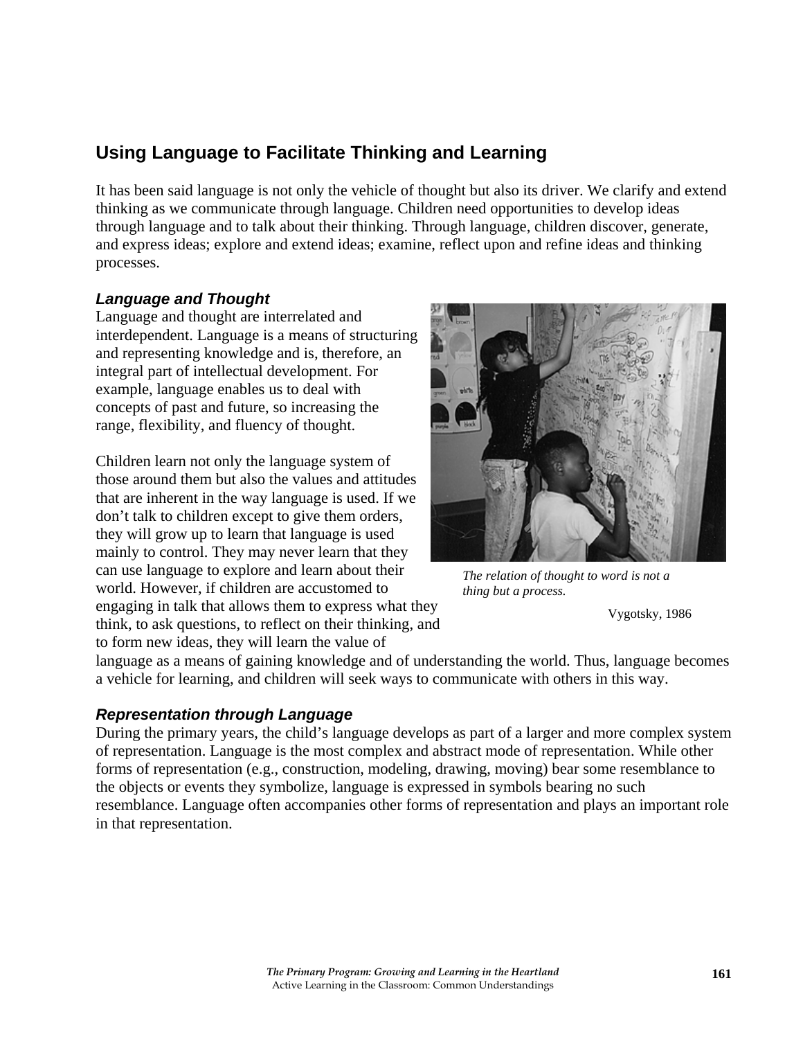## Using Language to Facilitate Thinking and Learning

It has been said language is not only the vehicle of thought but also its driver. We clarify and extend thinking as we communicate through language. Children need opportunities to develop ideas through language and to talk about their thinking. Through language, children discover, generate, and express ideas; explore and extend ideas; examine, reflect upon and refine ideas and thinking processes.

### *Language and Thought*

Language and thought are interrelated and interdependent. Language is a means of structuring and representing knowledge and is, therefore, an integral part of intellectual development. For example, language enables us to deal with concepts of past and future, so increasing the range, flexibility, and fluency of thought.

Children learn not only the language system of those around them but also the values and attitudes that are inherent in the way language is used. If we don't talk to children except to give them orders, they will grow up to learn that language is used mainly to control. They may never learn that they can use language to explore and learn about their world. However, if children are accustomed to engaging in talk that allows them to express what they think, to ask questions, to reflect on their thinking, and to form new ideas, they will learn the value of language as a means of gaining knowledge and of understanding the world. Thus, language becomes a vehicle for learning, and children will seek ways to communicate with others in this way.

*The relation of thought to word is not a thing but a process.*

Vygotsky, 1986

### *Representation through Language*

During the primary years, the child's language develops as part of a larger and more complex system of representation. Language is the most complex and abstract mode of representation. While other forms of representation (e.g., construction, modeling, drawing, moving) bear some resemblance to the objects or events they symbolize, language is expressed in symbols bearing no such resemblance. Language often accompanies other forms of representation and plays an important role in that representation.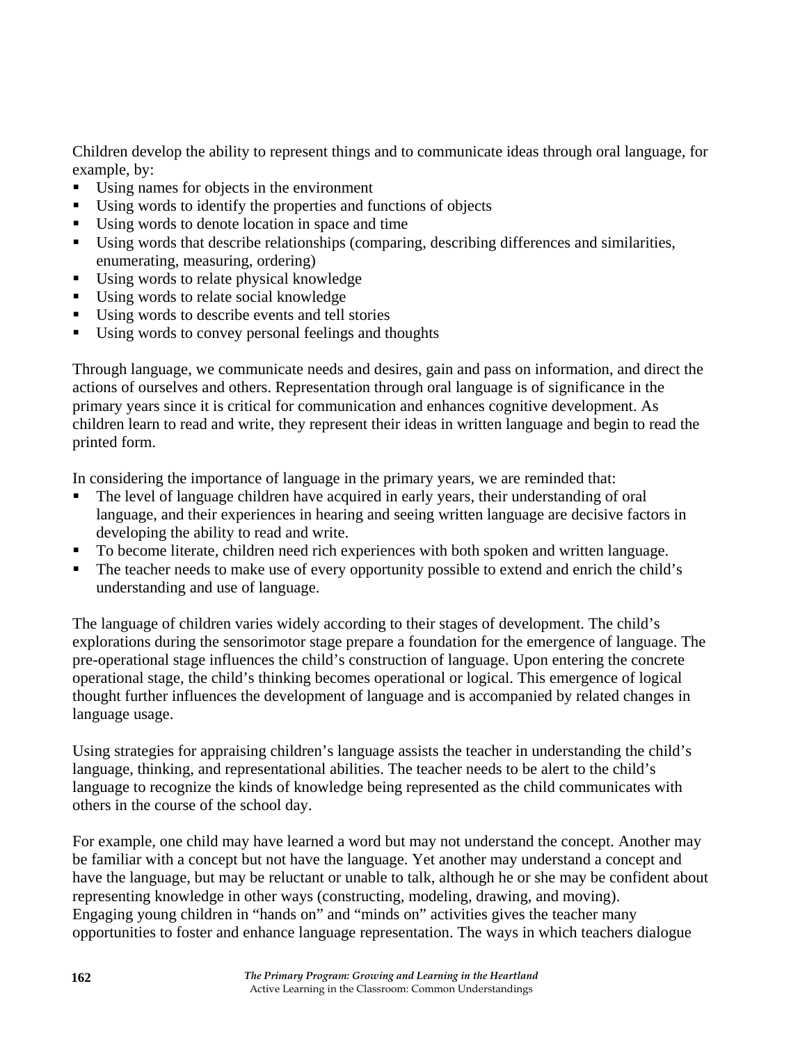Children develop the ability to represent things and to communicate ideas through oral language, for example, by:

- Using names for objects in the environment
- Using words to identify the properties and functions of objects
- Using words to denote location in space and time
- Using words that describe relationships (comparing, describing differences and similarities, enumerating, measuring, ordering)
- Using words to relate physical knowledge
- Using words to relate social knowledge
- Using words to describe events and tell stories
- Using words to convey personal feelings and thoughts

Through language, we communicate needs and desires, gain and pass on information, and direct the actions of ourselves and others. Representation through oral language is of significance in the primary years since it is critical for communication and enhances cognitive development. As children learn to read and write, they represent their ideas in written language and begin to read the printed form.

In considering the importance of language in the primary years, we are reminded that:

- The level of language children have acquired in early years, their understanding of oral language, and their experiences in hearing and seeing written language are decisive factors in developing the ability to read and write.
- To become literate, children need rich experiences with both spoken and written language.
- The teacher needs to make use of every opportunity possible to extend and enrich the child's understanding and use of language.

The language of children varies widely according to their stages of development. The child's explorations during the sensorimotor stage prepare a foundation for the emergence of language. The pre-operational stage influences the child's construction of language. Upon entering the concrete operational stage, the child's thinking becomes operational or logical. This emergence of logical thought further influences the development of language and is accompanied by related changes in language usage.

Using strategies for appraising children's language assists the teacher in understanding the child's language, thinking, and representational abilities. The teacher needs to be alert to the child's language to recognize the kinds of knowledge being represented as the child communicates with others in the course of the school day.

For example, one child may have learned a word but may not understand the concept. Another may be familiar with a concept but not have the language. Yet another may understand a concept and have the language, but may be reluctant or unable to talk, although he or she may be confident about representing knowledge in other ways (constructing, modeling, drawing, and moving). Engaging young children in "hands on" and "minds on" activities gives the teacher many opportunities to foster and enhance language representation. The ways in which teachers dialogue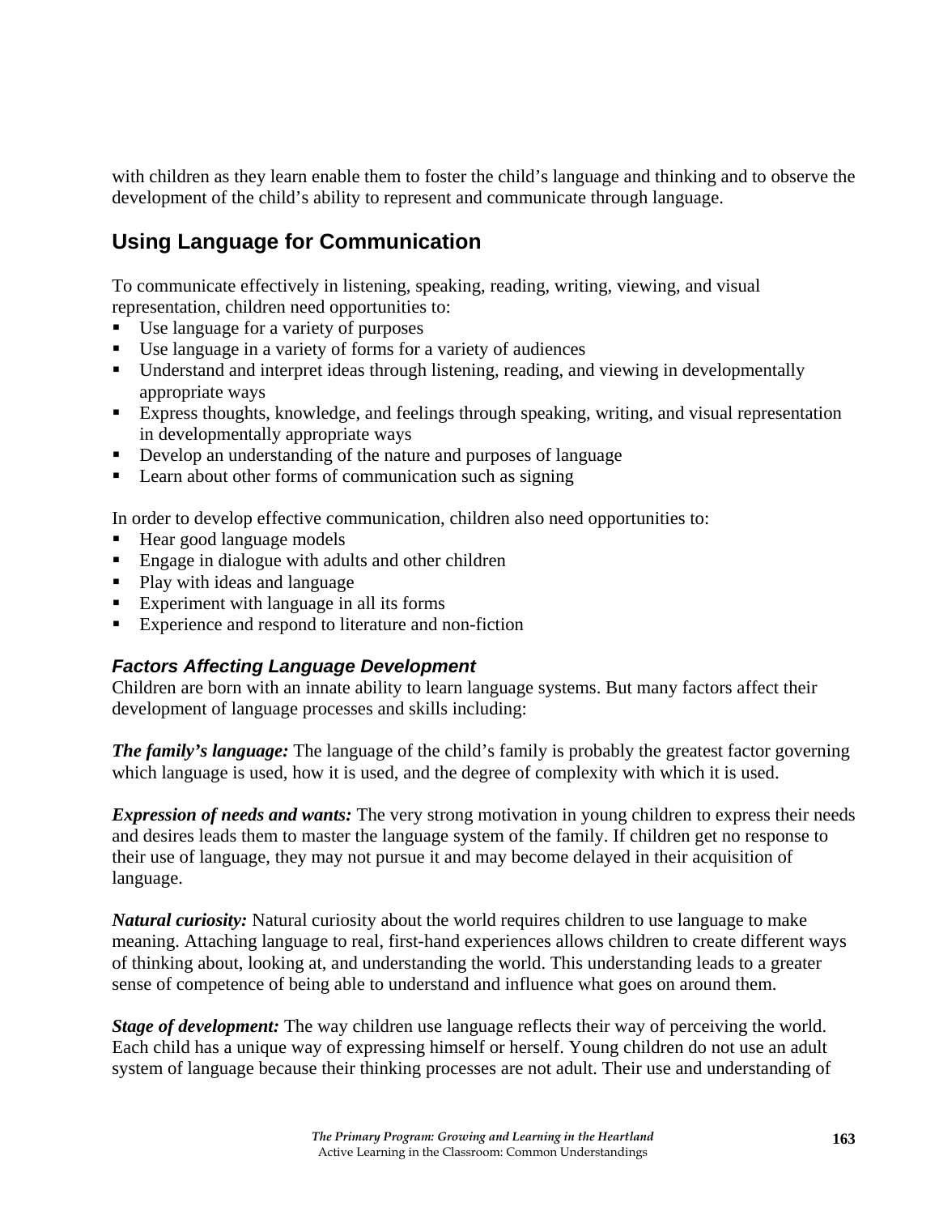with children as they learn enable them to foster the child's language and thinking and to observe the development of the child's ability to represent and communicate through language.

## Using Language for Communication

To communicate effectively in listening, speaking, reading, writing, viewing, and visual representation, children need opportunities to:

- Use language for a variety of purposes
- Use language in a variety of forms for a variety of audiences
- Understand and interpret ideas through listening, reading, and viewing in developmentally appropriate ways
- Express thoughts, knowledge, and feelings through speaking, writing, and visual representation in developmentally appropriate ways
- Develop an understanding of the nature and purposes of language
- Learn about other forms of communication such as signing

In order to develop effective communication, children also need opportunities to:

- Hear good language models
- Engage in dialogue with adults and other children
- Play with ideas and language
- Experiment with language in all its forms
- Experience and respond to literature and non-fiction

### *Factors Affecting Language Development*

Children are born with an innate ability to learn language systems. But many factors affect their development of language processes and skills including:

***The family's language:*** The language of the child's family is probably the greatest factor governing which language is used, how it is used, and the degree of complexity with which it is used.

***Expression of needs and wants:*** The very strong motivation in young children to express their needs and desires leads them to master the language system of the family. If children get no response to their use of language, they may not pursue it and may become delayed in their acquisition of language.

***Natural curiosity:*** Natural curiosity about the world requires children to use language to make meaning. Attaching language to real, first-hand experiences allows children to create different ways of thinking about, looking at, and understanding the world. This understanding leads to a greater sense of competence of being able to understand and influence what goes on around them.

***Stage of development:*** The way children use language reflects their way of perceiving the world. Each child has a unique way of expressing himself or herself. Young children do not use an adult system of language because their thinking processes are not adult. Their use and understanding of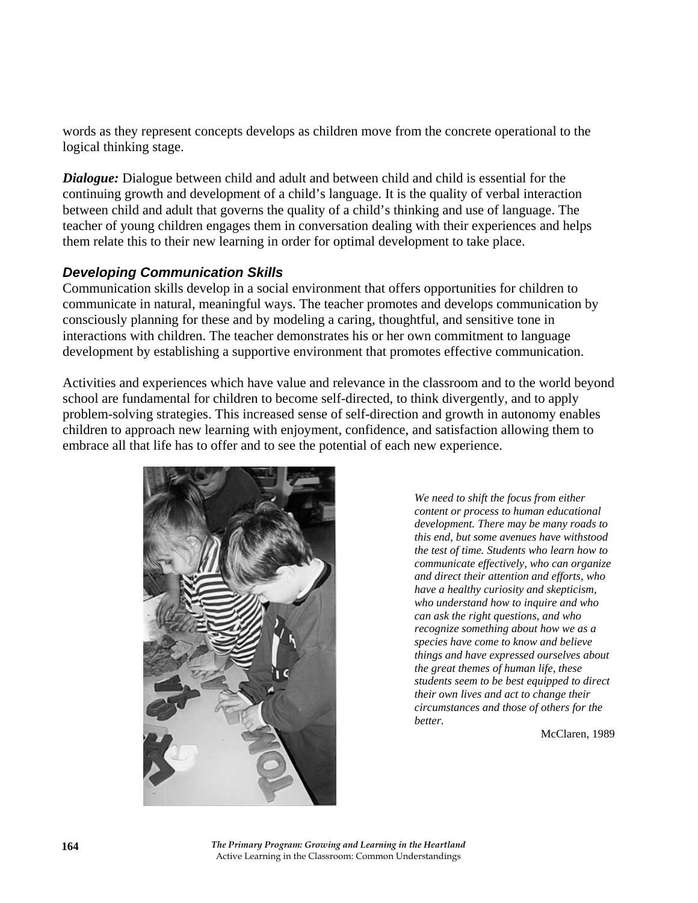words as they represent concepts develops as children move from the concrete operational to the logical thinking stage.

***Dialogue:*** Dialogue between child and adult and between child and child is essential for the continuing growth and development of a child's language. It is the quality of verbal interaction between child and adult that governs the quality of a child's thinking and use of language. The teacher of young children engages them in conversation dealing with their experiences and helps them relate this to their new learning in order for optimal development to take place.

### *Developing Communication Skills*

Communication skills develop in a social environment that offers opportunities for children to communicate in natural, meaningful ways. The teacher promotes and develops communication by consciously planning for these and by modeling a caring, thoughtful, and sensitive tone in interactions with children. The teacher demonstrates his or her own commitment to language development by establishing a supportive environment that promotes effective communication.

Activities and experiences which have value and relevance in the classroom and to the world beyond school are fundamental for children to become self-directed, to think divergently, and to apply problem-solving strategies. This increased sense of self-direction and growth in autonomy enables children to approach new learning with enjoyment, confidence, and satisfaction allowing them to embrace all that life has to offer and to see the potential of each new experience.

*We need to shift the focus from either content or process to human educational development. There may be many roads to this end, but some avenues have withstood the test of time. Students who learn how to communicate effectively, who can organize and direct their attention and efforts, who have a healthy curiosity and skepticism, who understand how to inquire and who can ask the right questions, and who recognize something about how we as a species have come to know and believe things and have expressed ourselves about the great themes of human life, these students seem to be best equipped to direct their own lives and act to change their circumstances and those of others for the better.*

McClaren, 1989